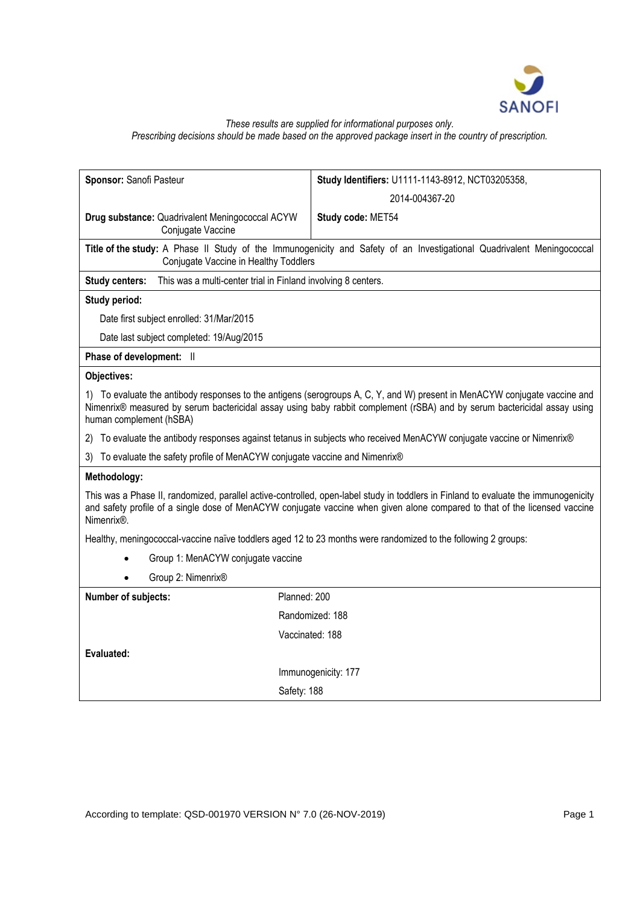*These results are supplied for informational purposes only.*
*Prescribing decisions should be made based on the approved package insert in the country of prescription.*

| **Sponsor:** Sanofi Pasteur | **Study Identifiers:** U1111-1143-8912, NCT03205358, 2014-004367-20 |
|---|---|
| **Drug substance:** Quadrivalent Meningococcal ACYW Conjugate Vaccine | **Study code:** MET54 |

**Title of the study:** A Phase II Study of the Immunogenicity and Safety of an Investigational Quadrivalent Meningococcal Conjugate Vaccine in Healthy Toddlers

**Study centers:** This was a multi-center trial in Finland involving 8 centers.

**Study period:**

Date first subject enrolled: 31/Mar/2015

Date last subject completed: 19/Aug/2015

**Phase of development:** II

**Objectives:**

1) To evaluate the antibody responses to the antigens (serogroups A, C, Y, and W) present in MenACYW conjugate vaccine and Nimenrix® measured by serum bactericidal assay using baby rabbit complement (rSBA) and by serum bactericidal assay using human complement (hSBA)

2) To evaluate the antibody responses against tetanus in subjects who received MenACYW conjugate vaccine or Nimenrix®

3) To evaluate the safety profile of MenACYW conjugate vaccine and Nimenrix®

**Methodology:**

This was a Phase II, randomized, parallel active-controlled, open-label study in toddlers in Finland to evaluate the immunogenicity and safety profile of a single dose of MenACYW conjugate vaccine when given alone compared to that of the licensed vaccine Nimenrix®.

Healthy, meningococcal-vaccine naïve toddlers aged 12 to 23 months were randomized to the following 2 groups:

- Group 1: MenACYW conjugate vaccine
- Group 2: Nimenrix®

| **Number of subjects:** | Planned: 200 |
|---|---|
| | Randomized: 188 |
| | Vaccinated: 188 |
| **Evaluated:** | |
| | Immunogenicity: 177 |
| | Safety: 188 |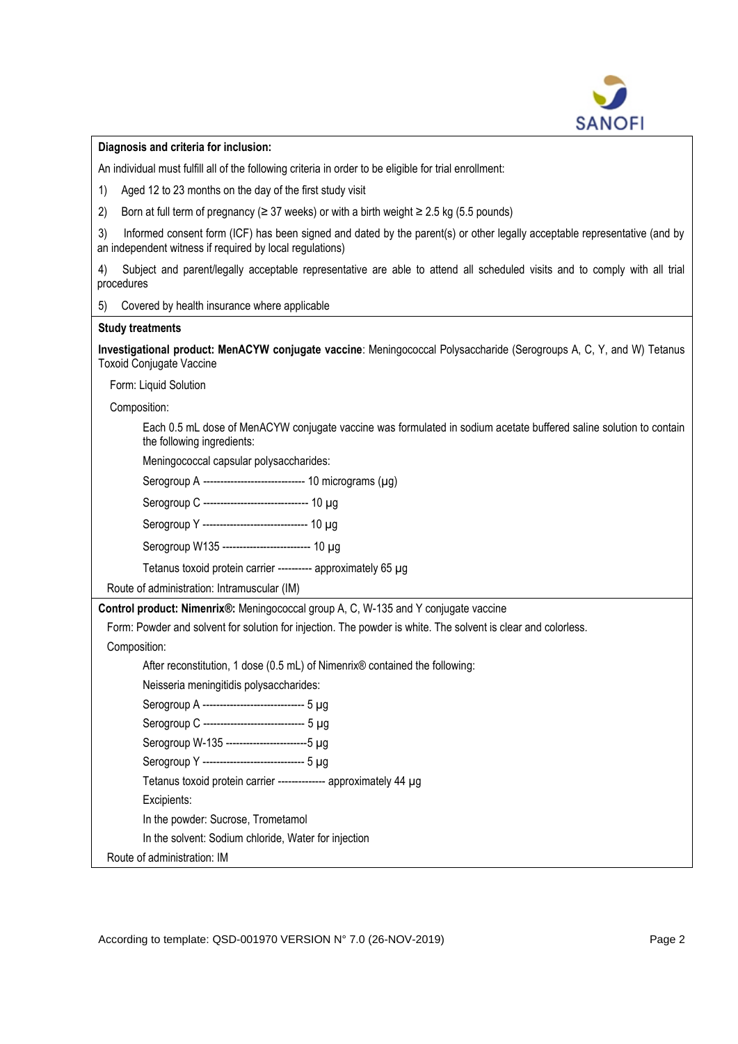**Diagnosis and criteria for inclusion:**

An individual must fulfill all of the following criteria in order to be eligible for trial enrollment:

1) Aged 12 to 23 months on the day of the first study visit

2) Born at full term of pregnancy (≥ 37 weeks) or with a birth weight ≥ 2.5 kg (5.5 pounds)

3) Informed consent form (ICF) has been signed and dated by the parent(s) or other legally acceptable representative (and by an independent witness if required by local regulations)

4) Subject and parent/legally acceptable representative are able to attend all scheduled visits and to comply with all trial procedures

5) Covered by health insurance where applicable

**Study treatments**

**Investigational product: MenACYW conjugate vaccine**: Meningococcal Polysaccharide (Serogroups A, C, Y, and W) Tetanus Toxoid Conjugate Vaccine

Form: Liquid Solution

Composition:

Each 0.5 mL dose of MenACYW conjugate vaccine was formulated in sodium acetate buffered saline solution to contain the following ingredients:

Meningococcal capsular polysaccharides:

Serogroup A ------------------------------ 10 micrograms (µg)

Serogroup C ------------------------------- 10 µg

Serogroup Y ------------------------------- 10 µg

Serogroup W135 -------------------------- 10 µg

Tetanus toxoid protein carrier ---------- approximately 65 µg

Route of administration: Intramuscular (IM)

**Control product: Nimenrix®:** Meningococcal group A, C, W-135 and Y conjugate vaccine

Form: Powder and solvent for solution for injection. The powder is white. The solvent is clear and colorless.

Composition:

After reconstitution, 1 dose (0.5 mL) of Nimenrix® contained the following:

Neisseria meningitidis polysaccharides:

Serogroup A ------------------------------ 5 µg

Serogroup C ------------------------------ 5 µg

Serogroup W-135 ------------------------5 µg

Serogroup Y ------------------------------ 5 µg

Tetanus toxoid protein carrier -------------- approximately 44 µg

Excipients:

In the powder: Sucrose, Trometamol

In the solvent: Sodium chloride, Water for injection

Route of administration: IM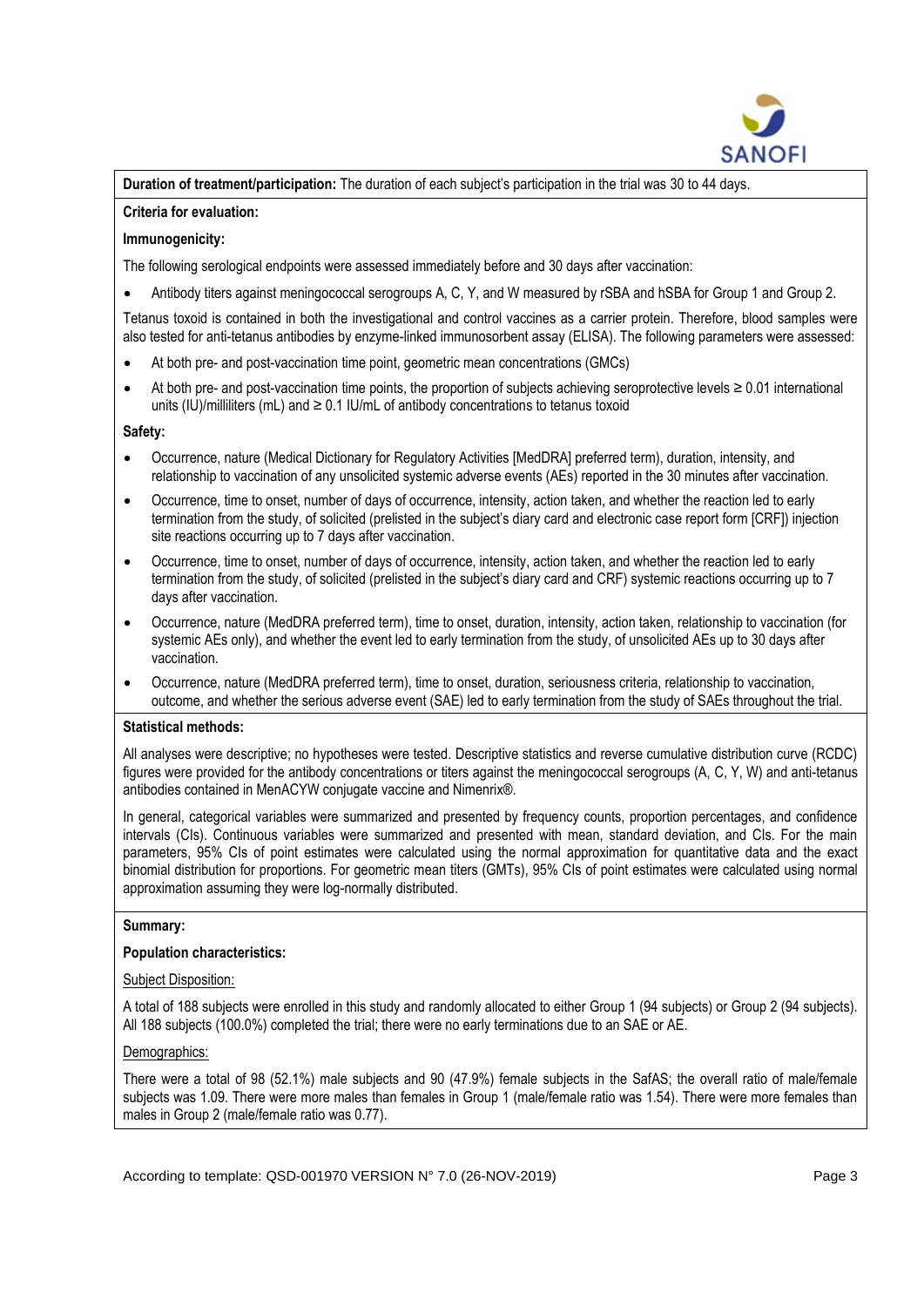**Duration of treatment/participation:** The duration of each subject's participation in the trial was 30 to 44 days.

**Criteria for evaluation:**

**Immunogenicity:**

The following serological endpoints were assessed immediately before and 30 days after vaccination:

- Antibody titers against meningococcal serogroups A, C, Y, and W measured by rSBA and hSBA for Group 1 and Group 2.

Tetanus toxoid is contained in both the investigational and control vaccines as a carrier protein. Therefore, blood samples were also tested for anti-tetanus antibodies by enzyme-linked immunosorbent assay (ELISA). The following parameters were assessed:

- At both pre- and post-vaccination time point, geometric mean concentrations (GMCs)
- At both pre- and post-vaccination time points, the proportion of subjects achieving seroprotective levels ≥ 0.01 international units (IU)/milliliters (mL) and ≥ 0.1 IU/mL of antibody concentrations to tetanus toxoid

**Safety:**

- Occurrence, nature (Medical Dictionary for Regulatory Activities [MedDRA] preferred term), duration, intensity, and relationship to vaccination of any unsolicited systemic adverse events (AEs) reported in the 30 minutes after vaccination.
- Occurrence, time to onset, number of days of occurrence, intensity, action taken, and whether the reaction led to early termination from the study, of solicited (prelisted in the subject's diary card and electronic case report form [CRF]) injection site reactions occurring up to 7 days after vaccination.
- Occurrence, time to onset, number of days of occurrence, intensity, action taken, and whether the reaction led to early termination from the study, of solicited (prelisted in the subject's diary card and CRF) systemic reactions occurring up to 7 days after vaccination.
- Occurrence, nature (MedDRA preferred term), time to onset, duration, intensity, action taken, relationship to vaccination (for systemic AEs only), and whether the event led to early termination from the study, of unsolicited AEs up to 30 days after vaccination.
- Occurrence, nature (MedDRA preferred term), time to onset, duration, seriousness criteria, relationship to vaccination, outcome, and whether the serious adverse event (SAE) led to early termination from the study of SAEs throughout the trial.

**Statistical methods:**

All analyses were descriptive; no hypotheses were tested. Descriptive statistics and reverse cumulative distribution curve (RCDC) figures were provided for the antibody concentrations or titers against the meningococcal serogroups (A, C, Y, W) and anti-tetanus antibodies contained in MenACYW conjugate vaccine and Nimenrix®.

In general, categorical variables were summarized and presented by frequency counts, proportion percentages, and confidence intervals (CIs). Continuous variables were summarized and presented with mean, standard deviation, and CIs. For the main parameters, 95% CIs of point estimates were calculated using the normal approximation for quantitative data and the exact binomial distribution for proportions. For geometric mean titers (GMTs), 95% CIs of point estimates were calculated using normal approximation assuming they were log-normally distributed.

**Summary:**

**Population characteristics:**

Subject Disposition:

A total of 188 subjects were enrolled in this study and randomly allocated to either Group 1 (94 subjects) or Group 2 (94 subjects). All 188 subjects (100.0%) completed the trial; there were no early terminations due to an SAE or AE.

Demographics:

There were a total of 98 (52.1%) male subjects and 90 (47.9%) female subjects in the SafAS; the overall ratio of male/female subjects was 1.09. There were more males than females in Group 1 (male/female ratio was 1.54). There were more females than males in Group 2 (male/female ratio was 0.77).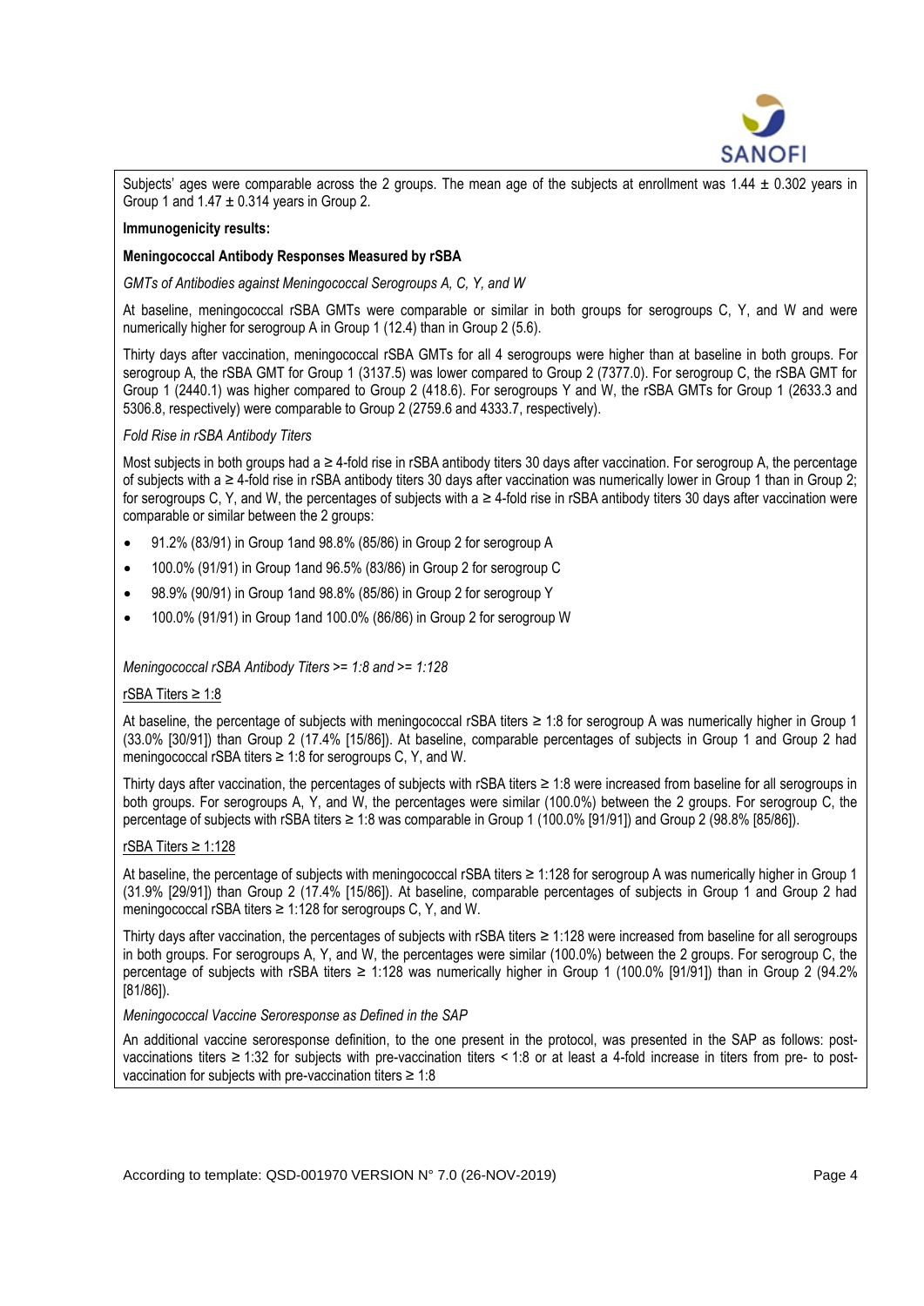Subjects' ages were comparable across the 2 groups. The mean age of the subjects at enrollment was 1.44 ± 0.302 years in Group 1 and 1.47 ± 0.314 years in Group 2.

**Immunogenicity results:**

**Meningococcal Antibody Responses Measured by rSBA**

*GMTs of Antibodies against Meningococcal Serogroups A, C, Y, and W*

At baseline, meningococcal rSBA GMTs were comparable or similar in both groups for serogroups C, Y, and W and were numerically higher for serogroup A in Group 1 (12.4) than in Group 2 (5.6).

Thirty days after vaccination, meningococcal rSBA GMTs for all 4 serogroups were higher than at baseline in both groups. For serogroup A, the rSBA GMT for Group 1 (3137.5) was lower compared to Group 2 (7377.0). For serogroup C, the rSBA GMT for Group 1 (2440.1) was higher compared to Group 2 (418.6). For serogroups Y and W, the rSBA GMTs for Group 1 (2633.3 and 5306.8, respectively) were comparable to Group 2 (2759.6 and 4333.7, respectively).

*Fold Rise in rSBA Antibody Titers*

Most subjects in both groups had a ≥ 4-fold rise in rSBA antibody titers 30 days after vaccination. For serogroup A, the percentage of subjects with a ≥ 4-fold rise in rSBA antibody titers 30 days after vaccination was numerically lower in Group 1 than in Group 2; for serogroups C, Y, and W, the percentages of subjects with a ≥ 4-fold rise in rSBA antibody titers 30 days after vaccination were comparable or similar between the 2 groups:

- 91.2% (83/91) in Group 1and 98.8% (85/86) in Group 2 for serogroup A
- 100.0% (91/91) in Group 1and 96.5% (83/86) in Group 2 for serogroup C
- 98.9% (90/91) in Group 1and 98.8% (85/86) in Group 2 for serogroup Y
- 100.0% (91/91) in Group 1and 100.0% (86/86) in Group 2 for serogroup W

*Meningococcal rSBA Antibody Titers >= 1:8 and >= 1:128*

rSBA Titers ≥ 1:8

At baseline, the percentage of subjects with meningococcal rSBA titers ≥ 1:8 for serogroup A was numerically higher in Group 1 (33.0% [30/91]) than Group 2 (17.4% [15/86]). At baseline, comparable percentages of subjects in Group 1 and Group 2 had meningococcal rSBA titers ≥ 1:8 for serogroups C, Y, and W.

Thirty days after vaccination, the percentages of subjects with rSBA titers ≥ 1:8 were increased from baseline for all serogroups in both groups. For serogroups A, Y, and W, the percentages were similar (100.0%) between the 2 groups. For serogroup C, the percentage of subjects with rSBA titers ≥ 1:8 was comparable in Group 1 (100.0% [91/91]) and Group 2 (98.8% [85/86]).

rSBA Titers ≥ 1:128

At baseline, the percentage of subjects with meningococcal rSBA titers ≥ 1:128 for serogroup A was numerically higher in Group 1 (31.9% [29/91]) than Group 2 (17.4% [15/86]). At baseline, comparable percentages of subjects in Group 1 and Group 2 had meningococcal rSBA titers ≥ 1:128 for serogroups C, Y, and W.

Thirty days after vaccination, the percentages of subjects with rSBA titers ≥ 1:128 were increased from baseline for all serogroups in both groups. For serogroups A, Y, and W, the percentages were similar (100.0%) between the 2 groups. For serogroup C, the percentage of subjects with rSBA titers ≥ 1:128 was numerically higher in Group 1 (100.0% [91/91]) than in Group 2 (94.2% [81/86]).

*Meningococcal Vaccine Seroresponse as Defined in the SAP*

An additional vaccine seroresponse definition, to the one present in the protocol, was presented in the SAP as follows: post-vaccinations titers ≥ 1:32 for subjects with pre-vaccination titers < 1:8 or at least a 4-fold increase in titers from pre- to post-vaccination for subjects with pre-vaccination titers ≥ 1:8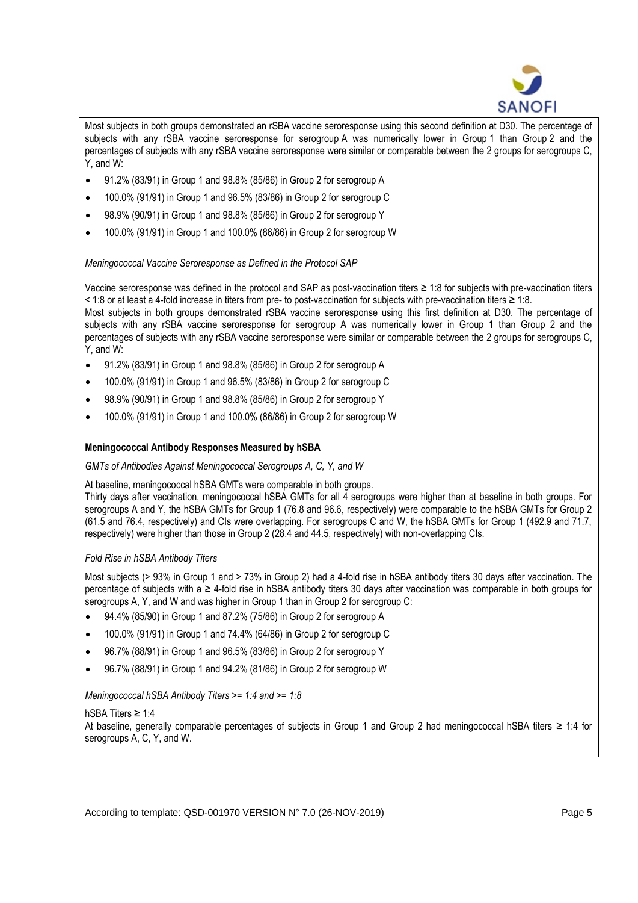Most subjects in both groups demonstrated an rSBA vaccine seroresponse using this second definition at D30. The percentage of subjects with any rSBA vaccine seroresponse for serogroup A was numerically lower in Group 1 than Group 2 and the percentages of subjects with any rSBA vaccine seroresponse were similar or comparable between the 2 groups for serogroups C, Y, and W:

- 91.2% (83/91) in Group 1 and 98.8% (85/86) in Group 2 for serogroup A
- 100.0% (91/91) in Group 1 and 96.5% (83/86) in Group 2 for serogroup C
- 98.9% (90/91) in Group 1 and 98.8% (85/86) in Group 2 for serogroup Y
- 100.0% (91/91) in Group 1 and 100.0% (86/86) in Group 2 for serogroup W

*Meningococcal Vaccine Seroresponse as Defined in the Protocol SAP*

Vaccine seroresponse was defined in the protocol and SAP as post-vaccination titers ≥ 1:8 for subjects with pre-vaccination titers < 1:8 or at least a 4-fold increase in titers from pre- to post-vaccination for subjects with pre-vaccination titers ≥ 1:8.
Most subjects in both groups demonstrated rSBA vaccine seroresponse using this first definition at D30. The percentage of subjects with any rSBA vaccine seroresponse for serogroup A was numerically lower in Group 1 than Group 2 and the percentages of subjects with any rSBA vaccine seroresponse were similar or comparable between the 2 groups for serogroups C, Y, and W:

- 91.2% (83/91) in Group 1 and 98.8% (85/86) in Group 2 for serogroup A
- 100.0% (91/91) in Group 1 and 96.5% (83/86) in Group 2 for serogroup C
- 98.9% (90/91) in Group 1 and 98.8% (85/86) in Group 2 for serogroup Y
- 100.0% (91/91) in Group 1 and 100.0% (86/86) in Group 2 for serogroup W

**Meningococcal Antibody Responses Measured by hSBA**

*GMTs of Antibodies Against Meningococcal Serogroups A, C, Y, and W*

At baseline, meningococcal hSBA GMTs were comparable in both groups.
Thirty days after vaccination, meningococcal hSBA GMTs for all 4 serogroups were higher than at baseline in both groups. For serogroups A and Y, the hSBA GMTs for Group 1 (76.8 and 96.6, respectively) were comparable to the hSBA GMTs for Group 2 (61.5 and 76.4, respectively) and CIs were overlapping. For serogroups C and W, the hSBA GMTs for Group 1 (492.9 and 71.7, respectively) were higher than those in Group 2 (28.4 and 44.5, respectively) with non-overlapping CIs.

*Fold Rise in hSBA Antibody Titers*

Most subjects (> 93% in Group 1 and > 73% in Group 2) had a 4-fold rise in hSBA antibody titers 30 days after vaccination. The percentage of subjects with a ≥ 4-fold rise in hSBA antibody titers 30 days after vaccination was comparable in both groups for serogroups A, Y, and W and was higher in Group 1 than in Group 2 for serogroup C:

- 94.4% (85/90) in Group 1 and 87.2% (75/86) in Group 2 for serogroup A
- 100.0% (91/91) in Group 1 and 74.4% (64/86) in Group 2 for serogroup C
- 96.7% (88/91) in Group 1 and 96.5% (83/86) in Group 2 for serogroup Y
- 96.7% (88/91) in Group 1 and 94.2% (81/86) in Group 2 for serogroup W

*Meningococcal hSBA Antibody Titers >= 1:4 and >= 1:8*

hSBA Titers ≥ 1:4

At baseline, generally comparable percentages of subjects in Group 1 and Group 2 had meningococcal hSBA titers ≥ 1:4 for serogroups A, C, Y, and W.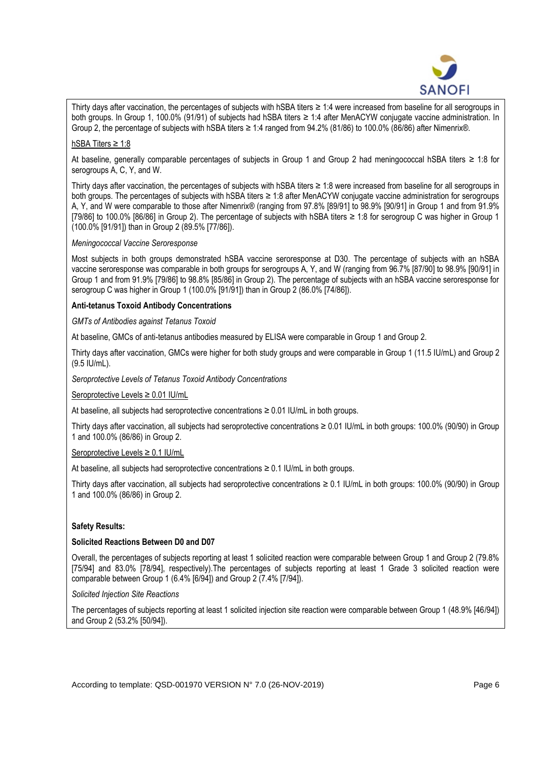Thirty days after vaccination, the percentages of subjects with hSBA titers ≥ 1:4 were increased from baseline for all serogroups in both groups. In Group 1, 100.0% (91/91) of subjects had hSBA titers ≥ 1:4 after MenACYW conjugate vaccine administration. In Group 2, the percentage of subjects with hSBA titers ≥ 1:4 ranged from 94.2% (81/86) to 100.0% (86/86) after Nimenrix®.

<u>hSBA Titers ≥ 1:8</u>

At baseline, generally comparable percentages of subjects in Group 1 and Group 2 had meningococcal hSBA titers ≥ 1:8 for serogroups A, C, Y, and W.

Thirty days after vaccination, the percentages of subjects with hSBA titers ≥ 1:8 were increased from baseline for all serogroups in both groups. The percentages of subjects with hSBA titers ≥ 1:8 after MenACYW conjugate vaccine administration for serogroups A, Y, and W were comparable to those after Nimenrix® (ranging from 97.8% [89/91] to 98.9% [90/91] in Group 1 and from 91.9% [79/86] to 100.0% [86/86] in Group 2). The percentage of subjects with hSBA titers ≥ 1:8 for serogroup C was higher in Group 1 (100.0% [91/91]) than in Group 2 (89.5% [77/86]).

*Meningococcal Vaccine Seroresponse*

Most subjects in both groups demonstrated hSBA vaccine seroresponse at D30. The percentage of subjects with an hSBA vaccine seroresponse was comparable in both groups for serogroups A, Y, and W (ranging from 96.7% [87/90] to 98.9% [90/91] in Group 1 and from 91.9% [79/86] to 98.8% [85/86] in Group 2). The percentage of subjects with an hSBA vaccine seroresponse for serogroup C was higher in Group 1 (100.0% [91/91]) than in Group 2 (86.0% [74/86]).

**Anti-tetanus Toxoid Antibody Concentrations**

*GMTs of Antibodies against Tetanus Toxoid*

At baseline, GMCs of anti-tetanus antibodies measured by ELISA were comparable in Group 1 and Group 2.

Thirty days after vaccination, GMCs were higher for both study groups and were comparable in Group 1 (11.5 IU/mL) and Group 2 (9.5 IU/mL).

*Seroprotective Levels of Tetanus Toxoid Antibody Concentrations*

<u>Seroprotective Levels ≥ 0.01 IU/mL</u>

At baseline, all subjects had seroprotective concentrations ≥ 0.01 IU/mL in both groups.

Thirty days after vaccination, all subjects had seroprotective concentrations ≥ 0.01 IU/mL in both groups: 100.0% (90/90) in Group 1 and 100.0% (86/86) in Group 2.

<u>Seroprotective Levels ≥ 0.1 IU/mL</u>

At baseline, all subjects had seroprotective concentrations ≥ 0.1 IU/mL in both groups.

Thirty days after vaccination, all subjects had seroprotective concentrations ≥ 0.1 IU/mL in both groups: 100.0% (90/90) in Group 1 and 100.0% (86/86) in Group 2.

**Safety Results:**

**Solicited Reactions Between D0 and D07**

Overall, the percentages of subjects reporting at least 1 solicited reaction were comparable between Group 1 and Group 2 (79.8% [75/94] and 83.0% [78/94], respectively).The percentages of subjects reporting at least 1 Grade 3 solicited reaction were comparable between Group 1 (6.4% [6/94]) and Group 2 (7.4% [7/94]).

*Solicited Injection Site Reactions*

The percentages of subjects reporting at least 1 solicited injection site reaction were comparable between Group 1 (48.9% [46/94]) and Group 2 (53.2% [50/94]).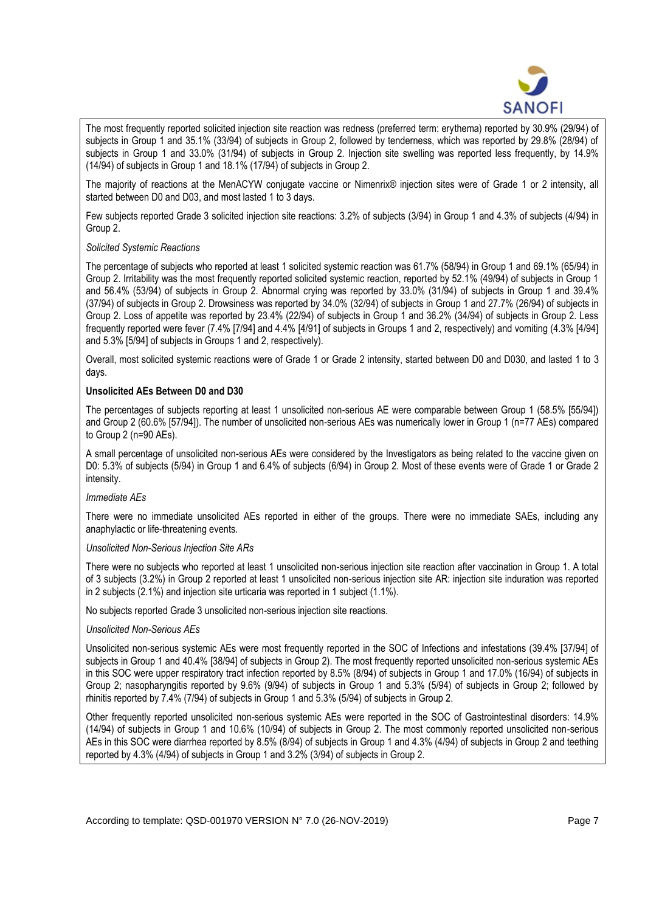The most frequently reported solicited injection site reaction was redness (preferred term: erythema) reported by 30.9% (29/94) of subjects in Group 1 and 35.1% (33/94) of subjects in Group 2, followed by tenderness, which was reported by 29.8% (28/94) of subjects in Group 1 and 33.0% (31/94) of subjects in Group 2. Injection site swelling was reported less frequently, by 14.9% (14/94) of subjects in Group 1 and 18.1% (17/94) of subjects in Group 2.

The majority of reactions at the MenACYW conjugate vaccine or Nimenrix® injection sites were of Grade 1 or 2 intensity, all started between D0 and D03, and most lasted 1 to 3 days.

Few subjects reported Grade 3 solicited injection site reactions: 3.2% of subjects (3/94) in Group 1 and 4.3% of subjects (4/94) in Group 2.

*Solicited Systemic Reactions*

The percentage of subjects who reported at least 1 solicited systemic reaction was 61.7% (58/94) in Group 1 and 69.1% (65/94) in Group 2. Irritability was the most frequently reported solicited systemic reaction, reported by 52.1% (49/94) of subjects in Group 1 and 56.4% (53/94) of subjects in Group 2. Abnormal crying was reported by 33.0% (31/94) of subjects in Group 1 and 39.4% (37/94) of subjects in Group 2. Drowsiness was reported by 34.0% (32/94) of subjects in Group 1 and 27.7% (26/94) of subjects in Group 2. Loss of appetite was reported by 23.4% (22/94) of subjects in Group 1 and 36.2% (34/94) of subjects in Group 2. Less frequently reported were fever (7.4% [7/94] and 4.4% [4/91] of subjects in Groups 1 and 2, respectively) and vomiting (4.3% [4/94] and 5.3% [5/94] of subjects in Groups 1 and 2, respectively).

Overall, most solicited systemic reactions were of Grade 1 or Grade 2 intensity, started between D0 and D030, and lasted 1 to 3 days.

**Unsolicited AEs Between D0 and D30**

The percentages of subjects reporting at least 1 unsolicited non-serious AE were comparable between Group 1 (58.5% [55/94]) and Group 2 (60.6% [57/94]). The number of unsolicited non-serious AEs was numerically lower in Group 1 (n=77 AEs) compared to Group 2 (n=90 AEs).

A small percentage of unsolicited non-serious AEs were considered by the Investigators as being related to the vaccine given on D0: 5.3% of subjects (5/94) in Group 1 and 6.4% of subjects (6/94) in Group 2. Most of these events were of Grade 1 or Grade 2 intensity.

*Immediate AEs*

There were no immediate unsolicited AEs reported in either of the groups. There were no immediate SAEs, including any anaphylactic or life-threatening events.

*Unsolicited Non-Serious Injection Site ARs*

There were no subjects who reported at least 1 unsolicited non-serious injection site reaction after vaccination in Group 1. A total of 3 subjects (3.2%) in Group 2 reported at least 1 unsolicited non-serious injection site AR: injection site induration was reported in 2 subjects (2.1%) and injection site urticaria was reported in 1 subject (1.1%).

No subjects reported Grade 3 unsolicited non-serious injection site reactions.

*Unsolicited Non-Serious AEs*

Unsolicited non-serious systemic AEs were most frequently reported in the SOC of Infections and infestations (39.4% [37/94] of subjects in Group 1 and 40.4% [38/94] of subjects in Group 2). The most frequently reported unsolicited non-serious systemic AEs in this SOC were upper respiratory tract infection reported by 8.5% (8/94) of subjects in Group 1 and 17.0% (16/94) of subjects in Group 2; nasopharyngitis reported by 9.6% (9/94) of subjects in Group 1 and 5.3% (5/94) of subjects in Group 2; followed by rhinitis reported by 7.4% (7/94) of subjects in Group 1 and 5.3% (5/94) of subjects in Group 2.

Other frequently reported unsolicited non-serious systemic AEs were reported in the SOC of Gastrointestinal disorders: 14.9% (14/94) of subjects in Group 1 and 10.6% (10/94) of subjects in Group 2. The most commonly reported unsolicited non-serious AEs in this SOC were diarrhea reported by 8.5% (8/94) of subjects in Group 1 and 4.3% (4/94) of subjects in Group 2 and teething reported by 4.3% (4/94) of subjects in Group 1 and 3.2% (3/94) of subjects in Group 2.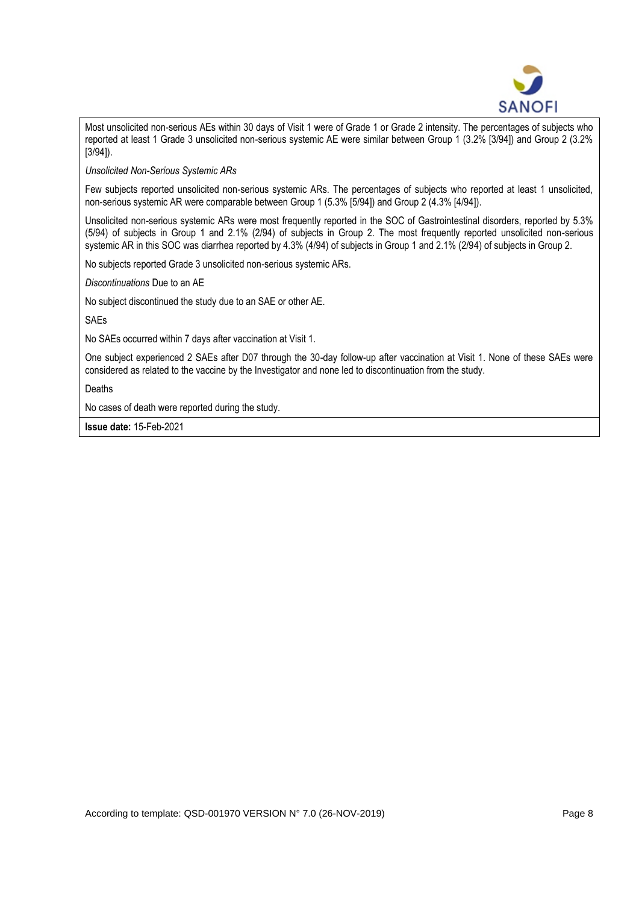Most unsolicited non-serious AEs within 30 days of Visit 1 were of Grade 1 or Grade 2 intensity. The percentages of subjects who reported at least 1 Grade 3 unsolicited non-serious systemic AE were similar between Group 1 (3.2% [3/94]) and Group 2 (3.2% [3/94]).

*Unsolicited Non-Serious Systemic ARs*

Few subjects reported unsolicited non-serious systemic ARs. The percentages of subjects who reported at least 1 unsolicited, non-serious systemic AR were comparable between Group 1 (5.3% [5/94]) and Group 2 (4.3% [4/94]).

Unsolicited non-serious systemic ARs were most frequently reported in the SOC of Gastrointestinal disorders, reported by 5.3% (5/94) of subjects in Group 1 and 2.1% (2/94) of subjects in Group 2. The most frequently reported unsolicited non-serious systemic AR in this SOC was diarrhea reported by 4.3% (4/94) of subjects in Group 1 and 2.1% (2/94) of subjects in Group 2.

No subjects reported Grade 3 unsolicited non-serious systemic ARs.

*Discontinuations* Due to an AE

No subject discontinued the study due to an SAE or other AE.

SAEs

No SAEs occurred within 7 days after vaccination at Visit 1.

One subject experienced 2 SAEs after D07 through the 30-day follow-up after vaccination at Visit 1. None of these SAEs were considered as related to the vaccine by the Investigator and none led to discontinuation from the study.

Deaths

No cases of death were reported during the study.

**Issue date:** 15-Feb-2021